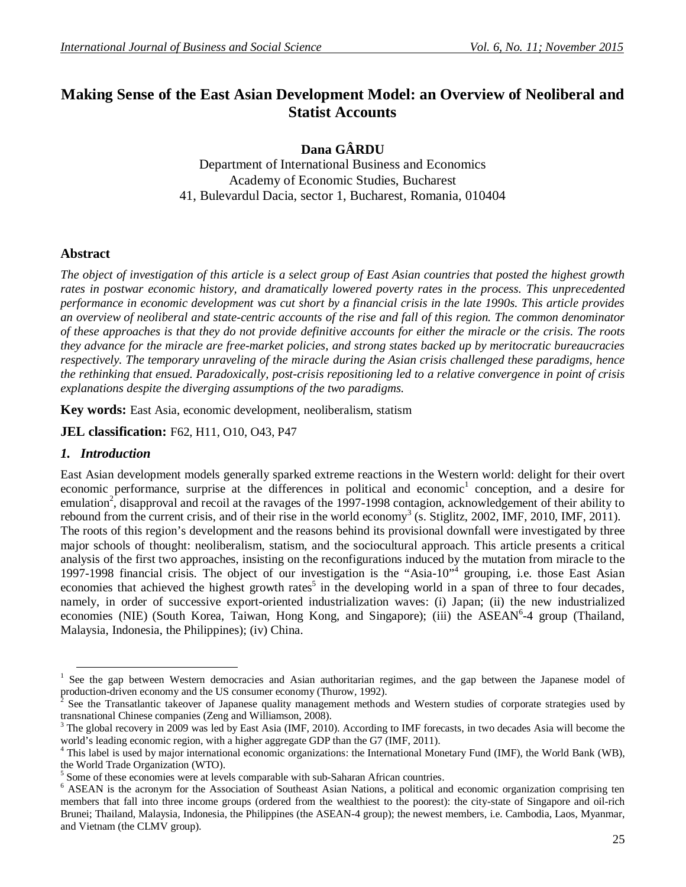# Making Sense of the East Asian Development Model: an Overview of Neoliberal and Statist Accounts

**Dana GÂRDU**

Department of International Business and Economics
Academy of Economic Studies, Bucharest
41, Bulevardul Dacia, sector 1, Bucharest, Romania, 010404

## Abstract

*The object of investigation of this article is a select group of East Asian countries that posted the highest growth rates in postwar economic history, and dramatically lowered poverty rates in the process. This unprecedented performance in economic development was cut short by a financial crisis in the late 1990s. This article provides an overview of neoliberal and state-centric accounts of the rise and fall of this region. The common denominator of these approaches is that they do not provide definitive accounts for either the miracle or the crisis. The roots they advance for the miracle are free-market policies, and strong states backed up by meritocratic bureaucracies respectively. The temporary unraveling of the miracle during the Asian crisis challenged these paradigms, hence the rethinking that ensued. Paradoxically, post-crisis repositioning led to a relative convergence in point of crisis explanations despite the diverging assumptions of the two paradigms.*

**Key words:** East Asia, economic development, neoliberalism, statism

**JEL classification:** F62, H11, O10, O43, P47

## *1. Introduction*

East Asian development models generally sparked extreme reactions in the Western world: delight for their overt economic performance, surprise at the differences in political and economic[1] conception, and a desire for emulation[2], disapproval and recoil at the ravages of the 1997-1998 contagion, acknowledgement of their ability to rebound from the current crisis, and of their rise in the world economy[3] (s. Stiglitz, 2002, IMF, 2010, IMF, 2011). The roots of this region's development and the reasons behind its provisional downfall were investigated by three major schools of thought: neoliberalism, statism, and the sociocultural approach. This article presents a critical analysis of the first two approaches, insisting on the reconfigurations induced by the mutation from miracle to the 1997-1998 financial crisis. The object of our investigation is the "Asia-10"[4] grouping, i.e. those East Asian economies that achieved the highest growth rates[5] in the developing world in a span of three to four decades, namely, in order of successive export-oriented industrialization waves: (i) Japan; (ii) the new industrialized economies (NIE) (South Korea, Taiwan, Hong Kong, and Singapore); (iii) the ASEAN[6]-4 group (Thailand, Malaysia, Indonesia, the Philippines); (iv) China.

---

[1] See the gap between Western democracies and Asian authoritarian regimes, and the gap between the Japanese model of production-driven economy and the US consumer economy (Thurow, 1992).

[2] See the Transatlantic takeover of Japanese quality management methods and Western studies of corporate strategies used by transnational Chinese companies (Zeng and Williamson, 2008).

[3] The global recovery in 2009 was led by East Asia (IMF, 2010). According to IMF forecasts, in two decades Asia will become the world's leading economic region, with a higher aggregate GDP than the G7 (IMF, 2011).

[4] This label is used by major international economic organizations: the International Monetary Fund (IMF), the World Bank (WB), the World Trade Organization (WTO).

[5] Some of these economies were at levels comparable with sub-Saharan African countries.

[6] ASEAN is the acronym for the Association of Southeast Asian Nations, a political and economic organization comprising ten members that fall into three income groups (ordered from the wealthiest to the poorest): the city-state of Singapore and oil-rich Brunei; Thailand, Malaysia, Indonesia, the Philippines (the ASEAN-4 group); the newest members, i.e. Cambodia, Laos, Myanmar, and Vietnam (the CLMV group).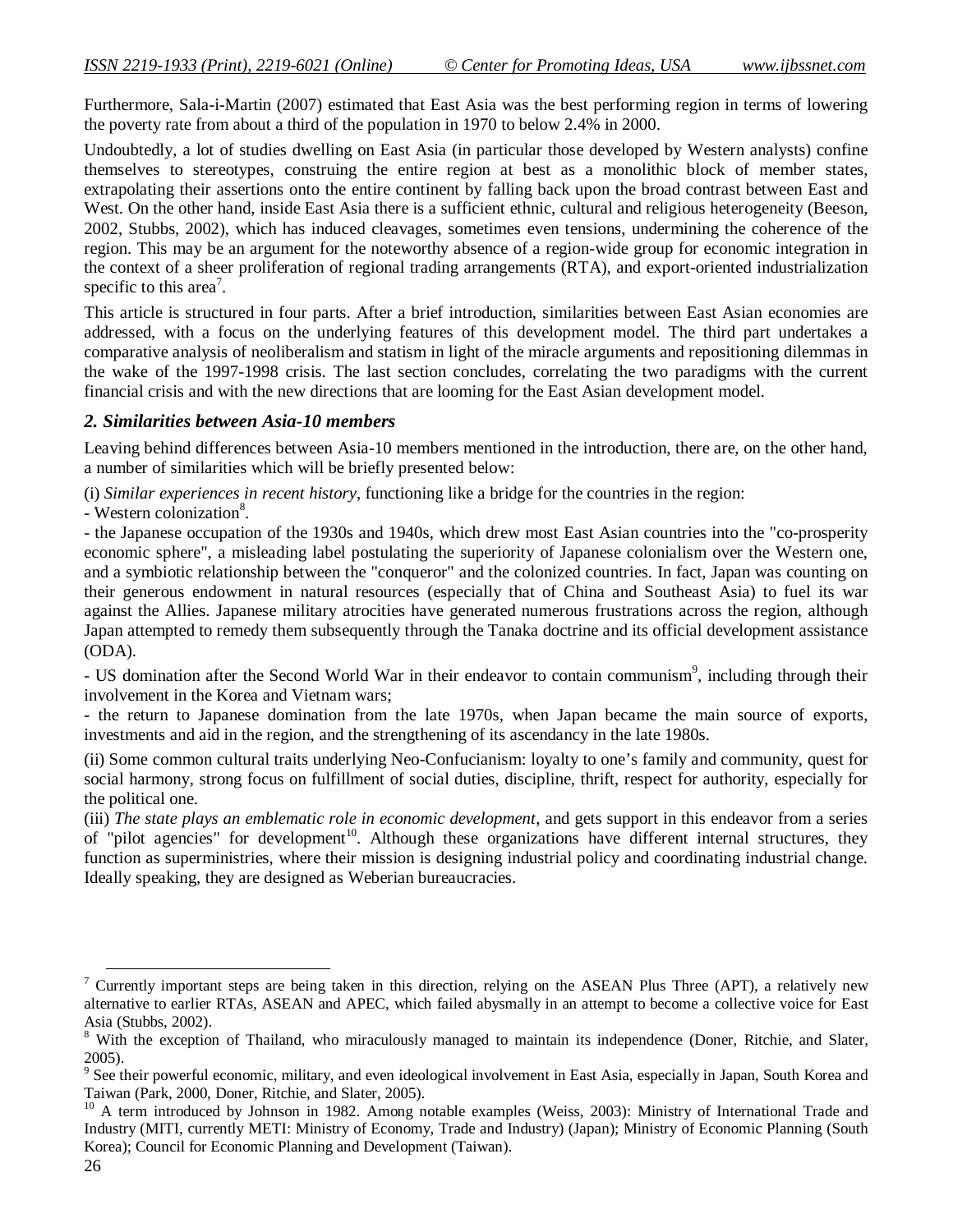Furthermore, Sala-i-Martin (2007) estimated that East Asia was the best performing region in terms of lowering the poverty rate from about a third of the population in 1970 to below 2.4% in 2000.

Undoubtedly, a lot of studies dwelling on East Asia (in particular those developed by Western analysts) confine themselves to stereotypes, construing the entire region at best as a monolithic block of member states, extrapolating their assertions onto the entire continent by falling back upon the broad contrast between East and West. On the other hand, inside East Asia there is a sufficient ethnic, cultural and religious heterogeneity (Beeson, 2002, Stubbs, 2002), which has induced cleavages, sometimes even tensions, undermining the coherence of the region. This may be an argument for the noteworthy absence of a region-wide group for economic integration in the context of a sheer proliferation of regional trading arrangements (RTA), and export-oriented industrialization specific to this area[7].

This article is structured in four parts. After a brief introduction, similarities between East Asian economies are addressed, with a focus on the underlying features of this development model. The third part undertakes a comparative analysis of neoliberalism and statism in light of the miracle arguments and repositioning dilemmas in the wake of the 1997-1998 crisis. The last section concludes, correlating the two paradigms with the current financial crisis and with the new directions that are looming for the East Asian development model.

## *2. Similarities between Asia-10 members*

Leaving behind differences between Asia-10 members mentioned in the introduction, there are, on the other hand, a number of similarities which will be briefly presented below:

(i) *Similar experiences in recent history*, functioning like a bridge for the countries in the region:

- Western colonization[8].
- the Japanese occupation of the 1930s and 1940s, which drew most East Asian countries into the "co-prosperity economic sphere", a misleading label postulating the superiority of Japanese colonialism over the Western one, and a symbiotic relationship between the "conqueror" and the colonized countries. In fact, Japan was counting on their generous endowment in natural resources (especially that of China and Southeast Asia) to fuel its war against the Allies. Japanese military atrocities have generated numerous frustrations across the region, although Japan attempted to remedy them subsequently through the Tanaka doctrine and its official development assistance (ODA).
- US domination after the Second World War in their endeavor to contain communism[9], including through their involvement in the Korea and Vietnam wars;
- the return to Japanese domination from the late 1970s, when Japan became the main source of exports, investments and aid in the region, and the strengthening of its ascendancy in the late 1980s.

(ii) Some common cultural traits underlying Neo-Confucianism: loyalty to one's family and community, quest for social harmony, strong focus on fulfillment of social duties, discipline, thrift, respect for authority, especially for the political one.

(iii) *The state plays an emblematic role in economic development*, and gets support in this endeavor from a series of "pilot agencies" for development[10]. Although these organizations have different internal structures, they function as superministries, where their mission is designing industrial policy and coordinating industrial change. Ideally speaking, they are designed as Weberian bureaucracies.

---

[7] Currently important steps are being taken in this direction, relying on the ASEAN Plus Three (APT), a relatively new alternative to earlier RTAs, ASEAN and APEC, which failed abysmally in an attempt to become a collective voice for East Asia (Stubbs, 2002).

[8] With the exception of Thailand, who miraculously managed to maintain its independence (Doner, Ritchie, and Slater, 2005).

[9] See their powerful economic, military, and even ideological involvement in East Asia, especially in Japan, South Korea and Taiwan (Park, 2000, Doner, Ritchie, and Slater, 2005).

[10] A term introduced by Johnson in 1982. Among notable examples (Weiss, 2003): Ministry of International Trade and Industry (MITI, currently METI: Ministry of Economy, Trade and Industry) (Japan); Ministry of Economic Planning (South Korea); Council for Economic Planning and Development (Taiwan).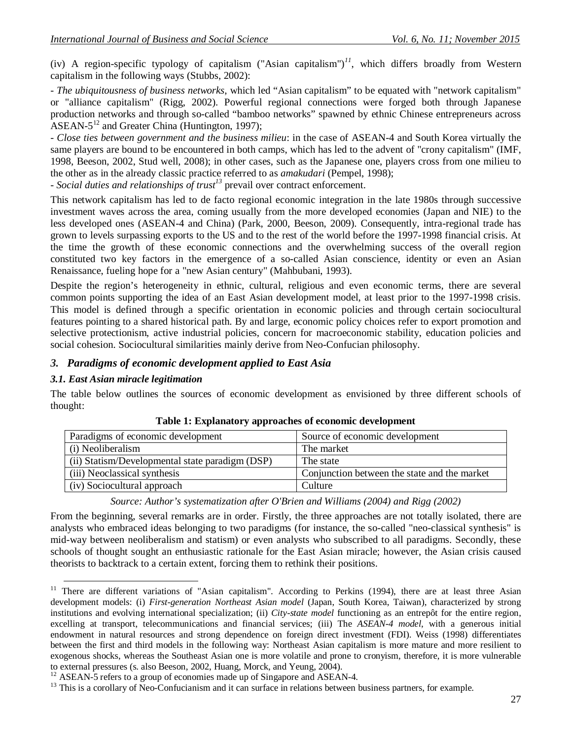(iv) A region-specific typology of capitalism ("Asian capitalism")[11], which differs broadly from Western capitalism in the following ways (Stubbs, 2002):

- *The ubiquitousness of business networks*, which led "Asian capitalism" to be equated with "network capitalism" or "alliance capitalism" (Rigg, 2002). Powerful regional connections were forged both through Japanese production networks and through so-called "bamboo networks" spawned by ethnic Chinese entrepreneurs across ASEAN-5[12] and Greater China (Huntington, 1997);
- *Close ties between government and the business milieu*: in the case of ASEAN-4 and South Korea virtually the same players are bound to be encountered in both camps, which has led to the advent of "crony capitalism" (IMF, 1998, Beeson, 2002, Stud well, 2008); in other cases, such as the Japanese one, players cross from one milieu to the other as in the already classic practice referred to as *amakudari* (Pempel, 1998);
- *Social duties and relationships of trust*[13] prevail over contract enforcement.

This network capitalism has led to de facto regional economic integration in the late 1980s through successive investment waves across the area, coming usually from the more developed economies (Japan and NIE) to the less developed ones (ASEAN-4 and China) (Park, 2000, Beeson, 2009). Consequently, intra-regional trade has grown to levels surpassing exports to the US and to the rest of the world before the 1997-1998 financial crisis. At the time the growth of these economic connections and the overwhelming success of the overall region constituted two key factors in the emergence of a so-called Asian conscience, identity or even an Asian Renaissance, fueling hope for a "new Asian century" (Mahbubani, 1993).

Despite the region's heterogeneity in ethnic, cultural, religious and even economic terms, there are several common points supporting the idea of an East Asian development model, at least prior to the 1997-1998 crisis. This model is defined through a specific orientation in economic policies and through certain sociocultural features pointing to a shared historical path. By and large, economic policy choices refer to export promotion and selective protectionism, active industrial policies, concern for macroeconomic stability, education policies and social cohesion. Sociocultural similarities mainly derive from Neo-Confucian philosophy.

## *3. Paradigms of economic development applied to East Asia*

### *3.1. East Asian miracle legitimation*

The table below outlines the sources of economic development as envisioned by three different schools of thought:

**Table 1: Explanatory approaches of economic development**

| Paradigms of economic development | Source of economic development |
|---|---|
| (i) Neoliberalism | The market |
| (ii) Statism/Developmental state paradigm (DSP) | The state |
| (iii) Neoclassical synthesis | Conjunction between the state and the market |
| (iv) Sociocultural approach | Culture |

*Source: Author's systematization after O'Brien and Williams (2004) and Rigg (2002)*

From the beginning, several remarks are in order. Firstly, the three approaches are not totally isolated, there are analysts who embraced ideas belonging to two paradigms (for instance, the so-called "neo-classical synthesis" is mid-way between neoliberalism and statism) or even analysts who subscribed to all paradigms. Secondly, these schools of thought sought an enthusiastic rationale for the East Asian miracle; however, the Asian crisis caused theorists to backtrack to a certain extent, forcing them to rethink their positions.

---

[11] There are different variations of "Asian capitalism". According to Perkins (1994), there are at least three Asian development models: (i) *First-generation Northeast Asian model* (Japan, South Korea, Taiwan), characterized by strong institutions and evolving international specialization; (ii) *City-state model* functioning as an entrepôt for the entire region, excelling at transport, telecommunications and financial services; (iii) The *ASEAN-4 model*, with a generous initial endowment in natural resources and strong dependence on foreign direct investment (FDI). Weiss (1998) differentiates between the first and third models in the following way: Northeast Asian capitalism is more mature and more resilient to exogenous shocks, whereas the Southeast Asian one is more volatile and prone to cronyism, therefore, it is more vulnerable to external pressures (s. also Beeson, 2002, Huang, Morck, and Yeung, 2004).

[12] ASEAN-5 refers to a group of economies made up of Singapore and ASEAN-4.

[13] This is a corollary of Neo-Confucianism and it can surface in relations between business partners, for example.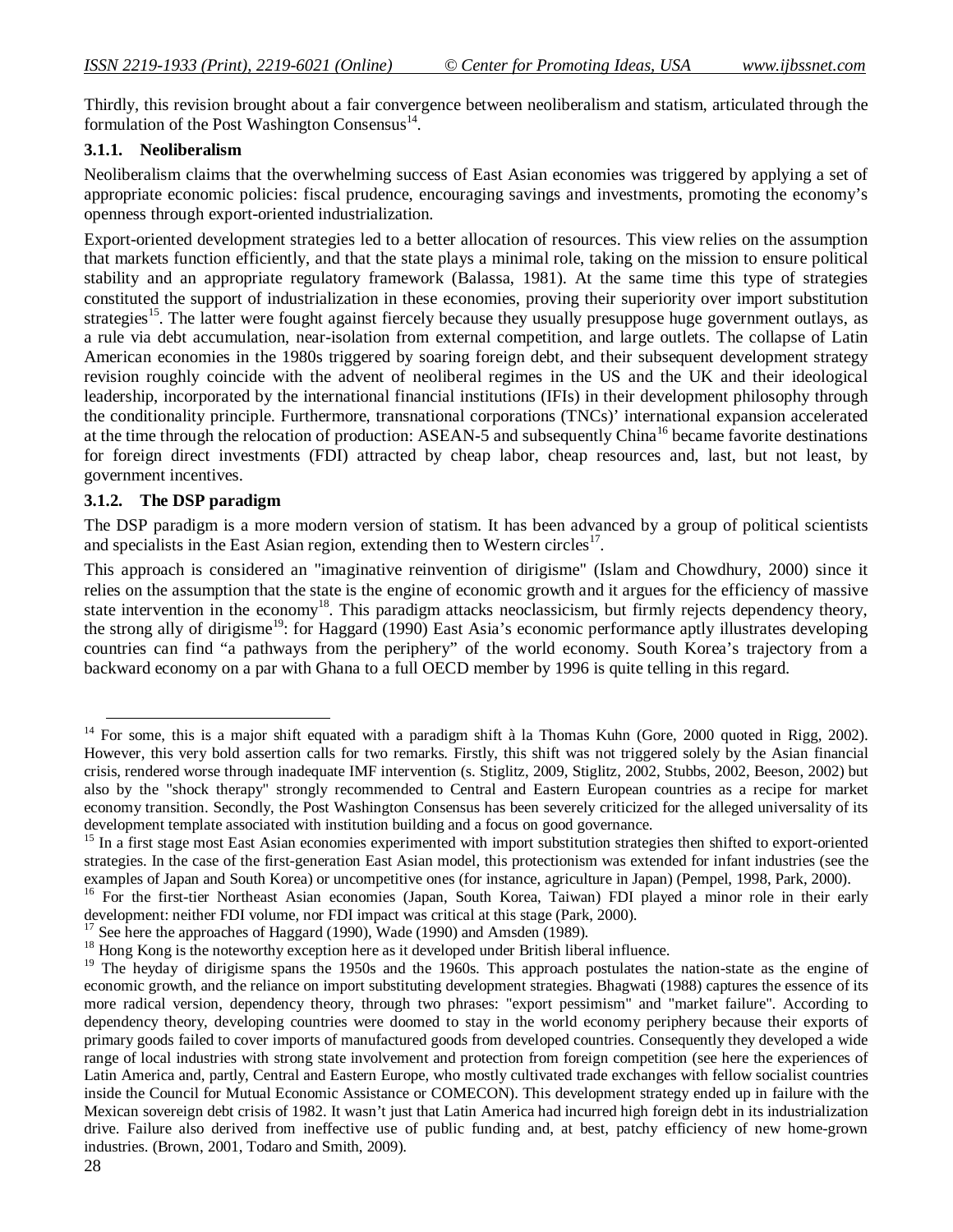Thirdly, this revision brought about a fair convergence between neoliberalism and statism, articulated through the formulation of the Post Washington Consensus[14].

### 3.1.1. Neoliberalism

Neoliberalism claims that the overwhelming success of East Asian economies was triggered by applying a set of appropriate economic policies: fiscal prudence, encouraging savings and investments, promoting the economy's openness through export-oriented industrialization.

Export-oriented development strategies led to a better allocation of resources. This view relies on the assumption that markets function efficiently, and that the state plays a minimal role, taking on the mission to ensure political stability and an appropriate regulatory framework (Balassa, 1981). At the same time this type of strategies constituted the support of industrialization in these economies, proving their superiority over import substitution strategies[15]. The latter were fought against fiercely because they usually presuppose huge government outlays, as a rule via debt accumulation, near-isolation from external competition, and large outlets. The collapse of Latin American economies in the 1980s triggered by soaring foreign debt, and their subsequent development strategy revision roughly coincide with the advent of neoliberal regimes in the US and the UK and their ideological leadership, incorporated by the international financial institutions (IFIs) in their development philosophy through the conditionality principle. Furthermore, transnational corporations (TNCs)' international expansion accelerated at the time through the relocation of production: ASEAN-5 and subsequently China[16] became favorite destinations for foreign direct investments (FDI) attracted by cheap labor, cheap resources and, last, but not least, by government incentives.

### 3.1.2. The DSP paradigm

The DSP paradigm is a more modern version of statism. It has been advanced by a group of political scientists and specialists in the East Asian region, extending then to Western circles[17].

This approach is considered an "imaginative reinvention of dirigisme" (Islam and Chowdhury, 2000) since it relies on the assumption that the state is the engine of economic growth and it argues for the efficiency of massive state intervention in the economy[18]. This paradigm attacks neoclassicism, but firmly rejects dependency theory, the strong ally of dirigisme[19]: for Haggard (1990) East Asia's economic performance aptly illustrates developing countries can find "a pathways from the periphery" of the world economy. South Korea's trajectory from a backward economy on a par with Ghana to a full OECD member by 1996 is quite telling in this regard.

---

[14] For some, this is a major shift equated with a paradigm shift à la Thomas Kuhn (Gore, 2000 quoted in Rigg, 2002). However, this very bold assertion calls for two remarks. Firstly, this shift was not triggered solely by the Asian financial crisis, rendered worse through inadequate IMF intervention (s. Stiglitz, 2009, Stiglitz, 2002, Stubbs, 2002, Beeson, 2002) but also by the "shock therapy" strongly recommended to Central and Eastern European countries as a recipe for market economy transition. Secondly, the Post Washington Consensus has been severely criticized for the alleged universality of its development template associated with institution building and a focus on good governance.

[15] In a first stage most East Asian economies experimented with import substitution strategies then shifted to export-oriented strategies. In the case of the first-generation East Asian model, this protectionism was extended for infant industries (see the examples of Japan and South Korea) or uncompetitive ones (for instance, agriculture in Japan) (Pempel, 1998, Park, 2000).

[16] For the first-tier Northeast Asian economies (Japan, South Korea, Taiwan) FDI played a minor role in their early development: neither FDI volume, nor FDI impact was critical at this stage (Park, 2000).

[17] See here the approaches of Haggard (1990), Wade (1990) and Amsden (1989).

[18] Hong Kong is the noteworthy exception here as it developed under British liberal influence.

[19] The heyday of dirigisme spans the 1950s and the 1960s. This approach postulates the nation-state as the engine of economic growth, and the reliance on import substituting development strategies. Bhagwati (1988) captures the essence of its more radical version, dependency theory, through two phrases: "export pessimism" and "market failure". According to dependency theory, developing countries were doomed to stay in the world economy periphery because their exports of primary goods failed to cover imports of manufactured goods from developed countries. Consequently they developed a wide range of local industries with strong state involvement and protection from foreign competition (see here the experiences of Latin America and, partly, Central and Eastern Europe, who mostly cultivated trade exchanges with fellow socialist countries inside the Council for Mutual Economic Assistance or COMECON). This development strategy ended up in failure with the Mexican sovereign debt crisis of 1982. It wasn't just that Latin America had incurred high foreign debt in its industrialization drive. Failure also derived from ineffective use of public funding and, at best, patchy efficiency of new home-grown industries. (Brown, 2001, Todaro and Smith, 2009).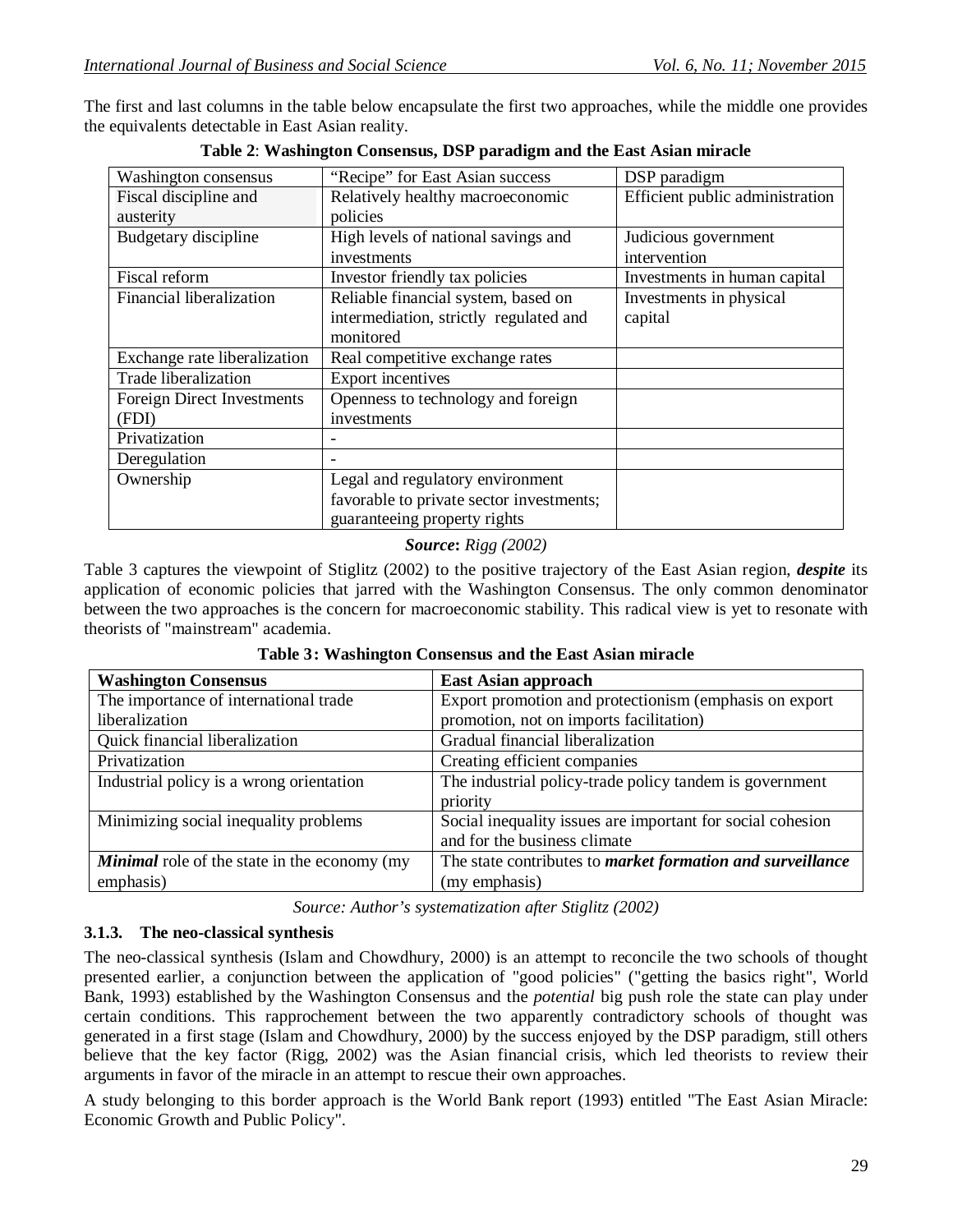The first and last columns in the table below encapsulate the first two approaches, while the middle one provides the equivalents detectable in East Asian reality.

**Table 2**: **Washington Consensus, DSP paradigm and the East Asian miracle**

| Washington consensus | "Recipe" for East Asian success | DSP paradigm |
|---|---|---|
| Fiscal discipline and austerity | Relatively healthy macroeconomic policies | Efficient public administration |
| Budgetary discipline | High levels of national savings and investments | Judicious government intervention |
| Fiscal reform | Investor friendly tax policies | Investments in human capital |
| Financial liberalization | Reliable financial system, based on intermediation, strictly regulated and monitored | Investments in physical capital |
| Exchange rate liberalization | Real competitive exchange rates | |
| Trade liberalization | Export incentives | |
| Foreign Direct Investments (FDI) | Openness to technology and foreign investments | |
| Privatization | - | |
| Deregulation | - | |
| Ownership | Legal and regulatory environment favorable to private sector investments; guaranteeing property rights | |

***Source***: *Rigg (2002)*

Table 3 captures the viewpoint of Stiglitz (2002) to the positive trajectory of the East Asian region, ***despite*** its application of economic policies that jarred with the Washington Consensus. The only common denominator between the two approaches is the concern for macroeconomic stability. This radical view is yet to resonate with theorists of "mainstream" academia.

**Table 3: Washington Consensus and the East Asian miracle**

| **Washington Consensus** | **East Asian approach** |
|---|---|
| The importance of international trade liberalization | Export promotion and protectionism (emphasis on export promotion, not on imports facilitation) |
| Quick financial liberalization | Gradual financial liberalization |
| Privatization | Creating efficient companies |
| Industrial policy is a wrong orientation | The industrial policy-trade policy tandem is government priority |
| Minimizing social inequality problems | Social inequality issues are important for social cohesion and for the business climate |
| ***Minimal*** role of the state in the economy (my emphasis) | The state contributes to ***market formation and surveillance*** (my emphasis) |

*Source: Author's systematization after Stiglitz (2002)*

### 3.1.3. The neo-classical synthesis

The neo-classical synthesis (Islam and Chowdhury, 2000) is an attempt to reconcile the two schools of thought presented earlier, a conjunction between the application of "good policies" ("getting the basics right", World Bank, 1993) established by the Washington Consensus and the *potential* big push role the state can play under certain conditions. This rapprochement between the two apparently contradictory schools of thought was generated in a first stage (Islam and Chowdhury, 2000) by the success enjoyed by the DSP paradigm, still others believe that the key factor (Rigg, 2002) was the Asian financial crisis, which led theorists to review their arguments in favor of the miracle in an attempt to rescue their own approaches.

A study belonging to this border approach is the World Bank report (1993) entitled "The East Asian Miracle: Economic Growth and Public Policy".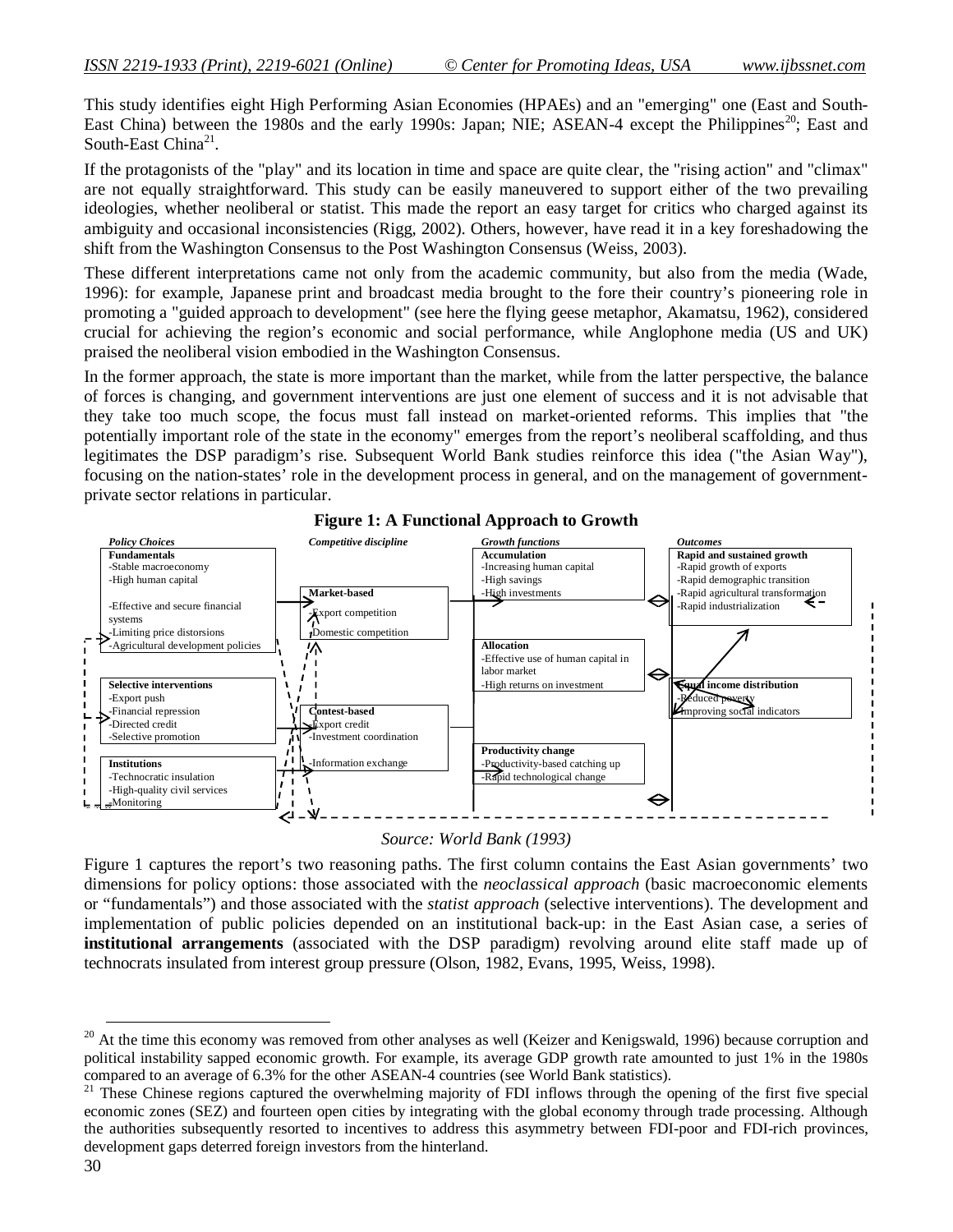This study identifies eight High Performing Asian Economies (HPAEs) and an "emerging" one (East and South-East China) between the 1980s and the early 1990s: Japan; NIE; ASEAN-4 except the Philippines[20]; East and South-East China[21].

If the protagonists of the "play" and its location in time and space are quite clear, the "rising action" and "climax" are not equally straightforward. This study can be easily maneuvered to support either of the two prevailing ideologies, whether neoliberal or statist. This made the report an easy target for critics who charged against its ambiguity and occasional inconsistencies (Rigg, 2002). Others, however, have read it in a key foreshadowing the shift from the Washington Consensus to the Post Washington Consensus (Weiss, 2003).

These different interpretations came not only from the academic community, but also from the media (Wade, 1996): for example, Japanese print and broadcast media brought to the fore their country's pioneering role in promoting a "guided approach to development" (see here the flying geese metaphor, Akamatsu, 1962), considered crucial for achieving the region's economic and social performance, while Anglophone media (US and UK) praised the neoliberal vision embodied in the Washington Consensus.

In the former approach, the state is more important than the market, while from the latter perspective, the balance of forces is changing, and government interventions are just one element of success and it is not advisable that they take too much scope, the focus must fall instead on market-oriented reforms. This implies that "the potentially important role of the state in the economy" emerges from the report's neoliberal scaffolding, and thus legitimates the DSP paradigm's rise. Subsequent World Bank studies reinforce this idea ("the Asian Way"), focusing on the nation-states' role in the development process in general, and on the management of government-private sector relations in particular.

**Figure 1: A Functional Approach to Growth**

| *Policy Choices* | *Competitive discipline* | *Growth functions* | *Outcomes* |
|---|---|---|---|
| **Fundamentals**<br>-Stable macroeconomy<br>-High human capital<br>-Effective and secure financial systems<br>-Limiting price distorsions<br>-Agricultural development policies | **Market-based**<br>-Export competition<br>-Domestic competition | **Accumulation**<br>-Increasing human capital<br>-High savings<br>-High investments | **Rapid and sustained growth**<br>-Rapid growth of exports<br>-Rapid demographic transition<br>-Rapid agricultural transformation<br>-Rapid industrialization |
| **Selective interventions**<br>-Export push<br>-Financial repression<br>-Directed credit<br>-Selective promotion | **Contest-based**<br>-Export credit<br>-Investment coordination<br>-Information exchange | **Allocation**<br>-Effective use of human capital in labor market<br>-High returns on investment | **Equal income distribution**<br>-Reduced poverty<br>-Improving social indicators |
| **Institutions**<br>-Technocratic insulation<br>-High-quality civil services<br>-Monitoring | | **Productivity change**<br>-Productivity-based catching up<br>-Rapid technological change | |

*Source: World Bank (1993)*

Figure 1 captures the report's two reasoning paths. The first column contains the East Asian governments' two dimensions for policy options: those associated with the *neoclassical approach* (basic macroeconomic elements or "fundamentals") and those associated with the *statist approach* (selective interventions). The development and implementation of public policies depended on an institutional back-up: in the East Asian case, a series of **institutional arrangements** (associated with the DSP paradigm) revolving around elite staff made up of technocrats insulated from interest group pressure (Olson, 1982, Evans, 1995, Weiss, 1998).

[20] At the time this economy was removed from other analyses as well (Keizer and Kenigswald, 1996) because corruption and political instability sapped economic growth. For example, its average GDP growth rate amounted to just 1% in the 1980s compared to an average of 6.3% for the other ASEAN-4 countries (see World Bank statistics).

[21] These Chinese regions captured the overwhelming majority of FDI inflows through the opening of the first five special economic zones (SEZ) and fourteen open cities by integrating with the global economy through trade processing. Although the authorities subsequently resorted to incentives to address this asymmetry between FDI-poor and FDI-rich provinces, development gaps deterred foreign investors from the hinterland.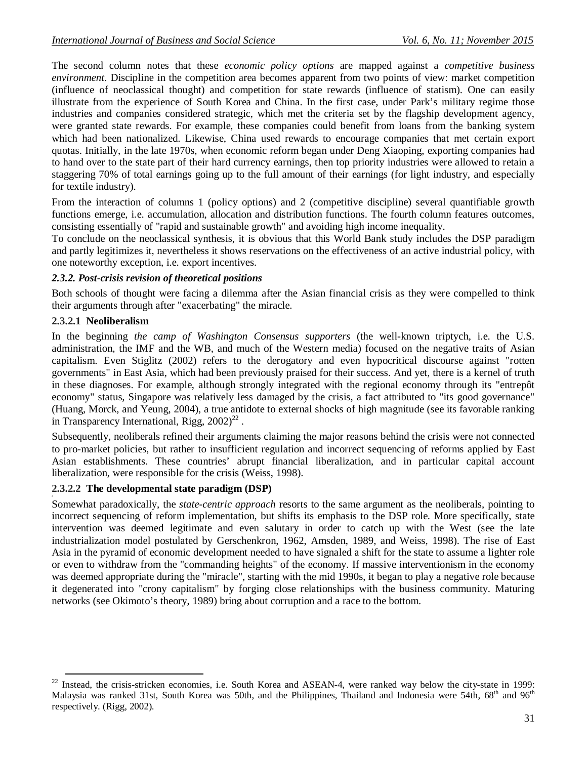The second column notes that these *economic policy options* are mapped against a *competitive business environment*. Discipline in the competition area becomes apparent from two points of view: market competition (influence of neoclassical thought) and competition for state rewards (influence of statism). One can easily illustrate from the experience of South Korea and China. In the first case, under Park's military regime those industries and companies considered strategic, which met the criteria set by the flagship development agency, were granted state rewards. For example, these companies could benefit from loans from the banking system which had been nationalized. Likewise, China used rewards to encourage companies that met certain export quotas. Initially, in the late 1970s, when economic reform began under Deng Xiaoping, exporting companies had to hand over to the state part of their hard currency earnings, then top priority industries were allowed to retain a staggering 70% of total earnings going up to the full amount of their earnings (for light industry, and especially for textile industry).

From the interaction of columns 1 (policy options) and 2 (competitive discipline) several quantifiable growth functions emerge, i.e. accumulation, allocation and distribution functions. The fourth column features outcomes, consisting essentially of "rapid and sustainable growth" and avoiding high income inequality.

To conclude on the neoclassical synthesis, it is obvious that this World Bank study includes the DSP paradigm and partly legitimizes it, nevertheless it shows reservations on the effectiveness of an active industrial policy, with one noteworthy exception, i.e. export incentives.

### *2.3.2. Post-crisis revision of theoretical positions*

Both schools of thought were facing a dilemma after the Asian financial crisis as they were compelled to think their arguments through after "exacerbating" the miracle.

#### 2.3.2.1 Neoliberalism

In the beginning *the camp of Washington Consensus supporters* (the well-known triptych, i.e. the U.S. administration, the IMF and the WB, and much of the Western media) focused on the negative traits of Asian capitalism. Even Stiglitz (2002) refers to the derogatory and even hypocritical discourse against "rotten governments" in East Asia, which had been previously praised for their success. And yet, there is a kernel of truth in these diagnoses. For example, although strongly integrated with the regional economy through its "entrepôt economy" status, Singapore was relatively less damaged by the crisis, a fact attributed to "its good governance" (Huang, Morck, and Yeung, 2004), a true antidote to external shocks of high magnitude (see its favorable ranking in Transparency International, Rigg, 2002)[22].

Subsequently, neoliberals refined their arguments claiming the major reasons behind the crisis were not connected to pro-market policies, but rather to insufficient regulation and incorrect sequencing of reforms applied by East Asian establishments. These countries' abrupt financial liberalization, and in particular capital account liberalization, were responsible for the crisis (Weiss, 1998).

#### 2.3.2.2 The developmental state paradigm (DSP)

Somewhat paradoxically, the *state-centric approach* resorts to the same argument as the neoliberals, pointing to incorrect sequencing of reform implementation, but shifts its emphasis to the DSP role. More specifically, state intervention was deemed legitimate and even salutary in order to catch up with the West (see the late industrialization model postulated by Gerschenkron, 1962, Amsden, 1989, and Weiss, 1998). The rise of East Asia in the pyramid of economic development needed to have signaled a shift for the state to assume a lighter role or even to withdraw from the "commanding heights" of the economy. If massive interventionism in the economy was deemed appropriate during the "miracle", starting with the mid 1990s, it began to play a negative role because it degenerated into "crony capitalism" by forging close relationships with the business community. Maturing networks (see Okimoto's theory, 1989) bring about corruption and a race to the bottom.

---

[22] Instead, the crisis-stricken economies, i.e. South Korea and ASEAN-4, were ranked way below the city-state in 1999: Malaysia was ranked 31st, South Korea was 50th, and the Philippines, Thailand and Indonesia were 54th, 68th and 96th respectively. (Rigg, 2002).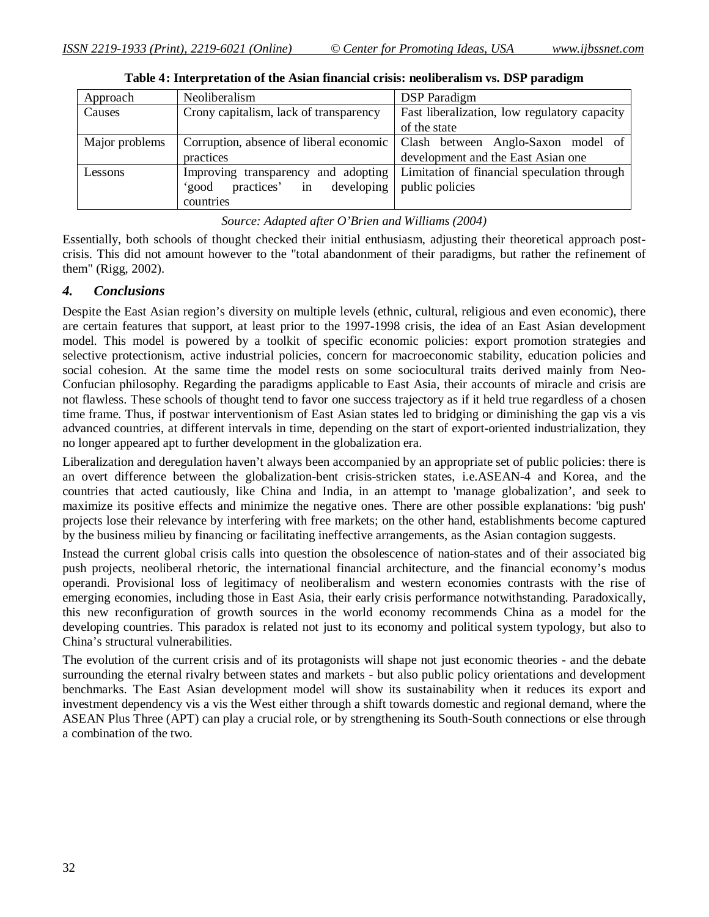**Table 4: Interpretation of the Asian financial crisis: neoliberalism vs. DSP paradigm**

| Approach | Neoliberalism | DSP Paradigm |
|---|---|---|
| Causes | Crony capitalism, lack of transparency | Fast liberalization, low regulatory capacity of the state |
| Major problems | Corruption, absence of liberal economic practices | Clash between Anglo-Saxon model of development and the East Asian one |
| Lessons | Improving transparency and adopting 'good practices' in developing countries | Limitation of financial speculation through public policies |

*Source: Adapted after O'Brien and Williams (2004)*

Essentially, both schools of thought checked their initial enthusiasm, adjusting their theoretical approach post-crisis. This did not amount however to the "total abandonment of their paradigms, but rather the refinement of them" (Rigg, 2002).

## *4. Conclusions*

Despite the East Asian region's diversity on multiple levels (ethnic, cultural, religious and even economic), there are certain features that support, at least prior to the 1997-1998 crisis, the idea of an East Asian development model. This model is powered by a toolkit of specific economic policies: export promotion strategies and selective protectionism, active industrial policies, concern for macroeconomic stability, education policies and social cohesion. At the same time the model rests on some sociocultural traits derived mainly from Neo-Confucian philosophy. Regarding the paradigms applicable to East Asia, their accounts of miracle and crisis are not flawless. These schools of thought tend to favor one success trajectory as if it held true regardless of a chosen time frame. Thus, if postwar interventionism of East Asian states led to bridging or diminishing the gap vis a vis advanced countries, at different intervals in time, depending on the start of export-oriented industrialization, they no longer appeared apt to further development in the globalization era.

Liberalization and deregulation haven't always been accompanied by an appropriate set of public policies: there is an overt difference between the globalization-bent crisis-stricken states, i.e.ASEAN-4 and Korea, and the countries that acted cautiously, like China and India, in an attempt to 'manage globalization', and seek to maximize its positive effects and minimize the negative ones. There are other possible explanations: 'big push' projects lose their relevance by interfering with free markets; on the other hand, establishments become captured by the business milieu by financing or facilitating ineffective arrangements, as the Asian contagion suggests.

Instead the current global crisis calls into question the obsolescence of nation-states and of their associated big push projects, neoliberal rhetoric, the international financial architecture, and the financial economy's modus operandi. Provisional loss of legitimacy of neoliberalism and western economies contrasts with the rise of emerging economies, including those in East Asia, their early crisis performance notwithstanding. Paradoxically, this new reconfiguration of growth sources in the world economy recommends China as a model for the developing countries. This paradox is related not just to its economy and political system typology, but also to China's structural vulnerabilities.

The evolution of the current crisis and of its protagonists will shape not just economic theories - and the debate surrounding the eternal rivalry between states and markets - but also public policy orientations and development benchmarks. The East Asian development model will show its sustainability when it reduces its export and investment dependency vis a vis the West either through a shift towards domestic and regional demand, where the ASEAN Plus Three (APT) can play a crucial role, or by strengthening its South-South connections or else through a combination of the two.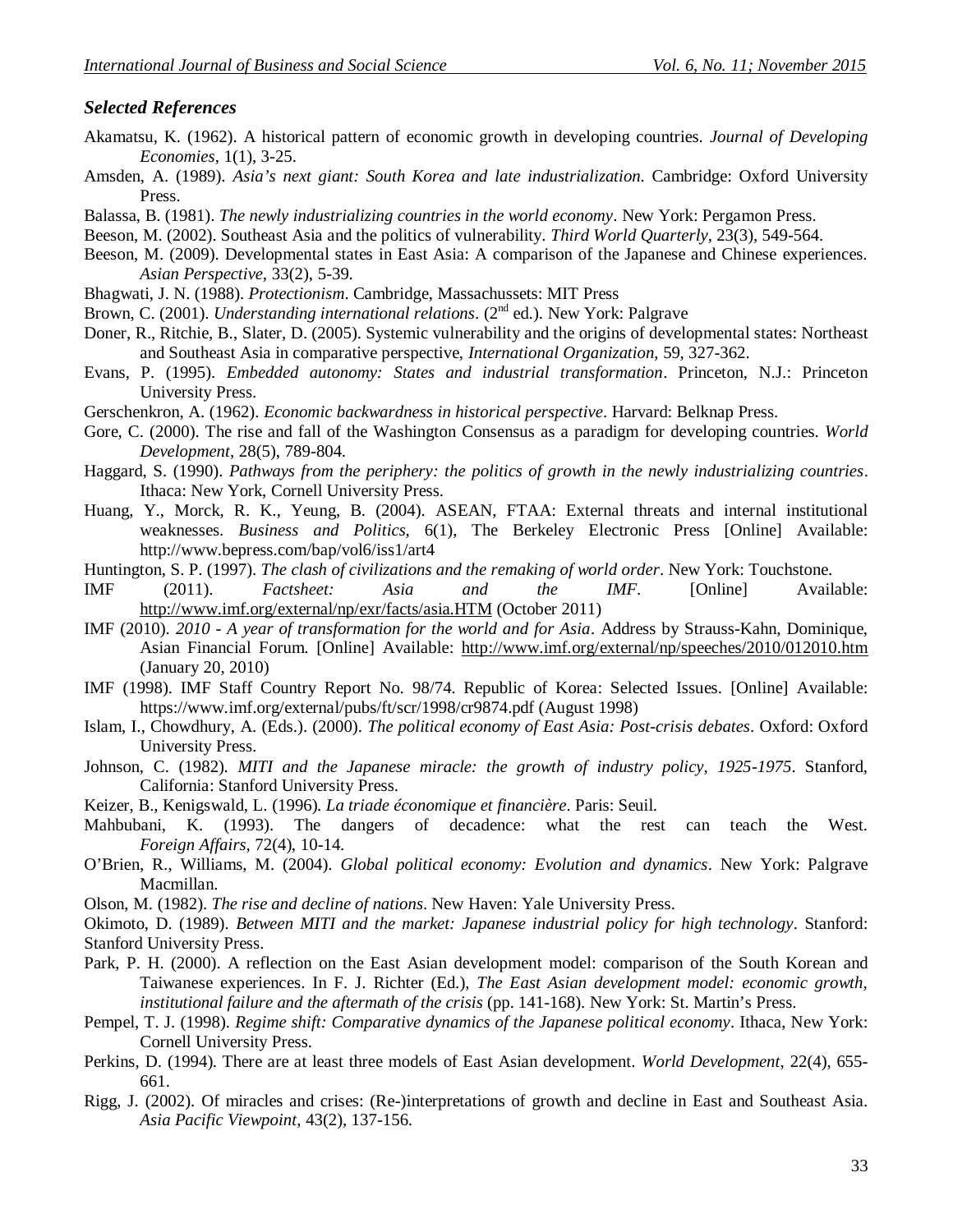### *Selected References*

Akamatsu, K. (1962). A historical pattern of economic growth in developing countries. *Journal of Developing Economies*, 1(1), 3-25.

Amsden, A. (1989). *Asia's next giant: South Korea and late industrialization*. Cambridge: Oxford University Press.

Balassa, B. (1981). *The newly industrializing countries in the world economy*. New York: Pergamon Press.

Beeson, M. (2002). Southeast Asia and the politics of vulnerability. *Third World Quarterly*, 23(3), 549-564.

Beeson, M. (2009). Developmental states in East Asia: A comparison of the Japanese and Chinese experiences. *Asian Perspective*, 33(2), 5-39.

Bhagwati, J. N. (1988). *Protectionism*. Cambridge, Massachussets: MIT Press

Brown, C. (2001). *Understanding international relations*. (2nd ed.). New York: Palgrave

Doner, R., Ritchie, B., Slater, D. (2005). Systemic vulnerability and the origins of developmental states: Northeast and Southeast Asia in comparative perspective, *International Organization*, 59, 327-362.

Evans, P. (1995). *Embedded autonomy: States and industrial transformation*. Princeton, N.J.: Princeton University Press.

Gerschenkron, A. (1962). *Economic backwardness in historical perspective*. Harvard: Belknap Press.

Gore, C. (2000). The rise and fall of the Washington Consensus as a paradigm for developing countries. *World Development*, 28(5), 789-804.

Haggard, S. (1990). *Pathways from the periphery: the politics of growth in the newly industrializing countries*. Ithaca: New York, Cornell University Press.

Huang, Y., Morck, R. K., Yeung, B. (2004). ASEAN, FTAA: External threats and internal institutional weaknesses. *Business and Politics*, 6(1), The Berkeley Electronic Press [Online] Available: http://www.bepress.com/bap/vol6/iss1/art4

Huntington, S. P. (1997). *The clash of civilizations and the remaking of world order*. New York: Touchstone.

IMF (2011). *Factsheet: Asia and the IMF*. [Online] Available: http://www.imf.org/external/np/exr/facts/asia.HTM (October 2011)

IMF (2010). *2010 - A year of transformation for the world and for Asia*. Address by Strauss-Kahn, Dominique, Asian Financial Forum. [Online] Available: http://www.imf.org/external/np/speeches/2010/012010.htm (January 20, 2010)

IMF (1998). IMF Staff Country Report No. 98/74. Republic of Korea: Selected Issues. [Online] Available: https://www.imf.org/external/pubs/ft/scr/1998/cr9874.pdf (August 1998)

Islam, I., Chowdhury, A. (Eds.). (2000). *The political economy of East Asia: Post-crisis debates*. Oxford: Oxford University Press.

Johnson, C. (1982). *MITI and the Japanese miracle: the growth of industry policy, 1925-1975*. Stanford, California: Stanford University Press.

Keizer, B., Kenigswald, L. (1996). *La triade économique et financière*. Paris: Seuil.

Mahbubani, K. (1993). The dangers of decadence: what the rest can teach the West. *Foreign Affairs*, 72(4), 10-14.

O'Brien, R., Williams, M. (2004). *Global political economy: Evolution and dynamics*. New York: Palgrave Macmillan.

Olson, M. (1982). *The rise and decline of nations*. New Haven: Yale University Press.

Okimoto, D. (1989). *Between MITI and the market: Japanese industrial policy for high technology*. Stanford: Stanford University Press.

Park, P. H. (2000). A reflection on the East Asian development model: comparison of the South Korean and Taiwanese experiences. In F. J. Richter (Ed.), *The East Asian development model: economic growth, institutional failure and the aftermath of the crisis* (pp. 141-168). New York: St. Martin's Press.

Pempel, T. J. (1998). *Regime shift: Comparative dynamics of the Japanese political economy*. Ithaca, New York: Cornell University Press.

Perkins, D. (1994). There are at least three models of East Asian development. *World Development*, 22(4), 655-661.

Rigg, J. (2002). Of miracles and crises: (Re-)interpretations of growth and decline in East and Southeast Asia. *Asia Pacific Viewpoint*, 43(2), 137-156.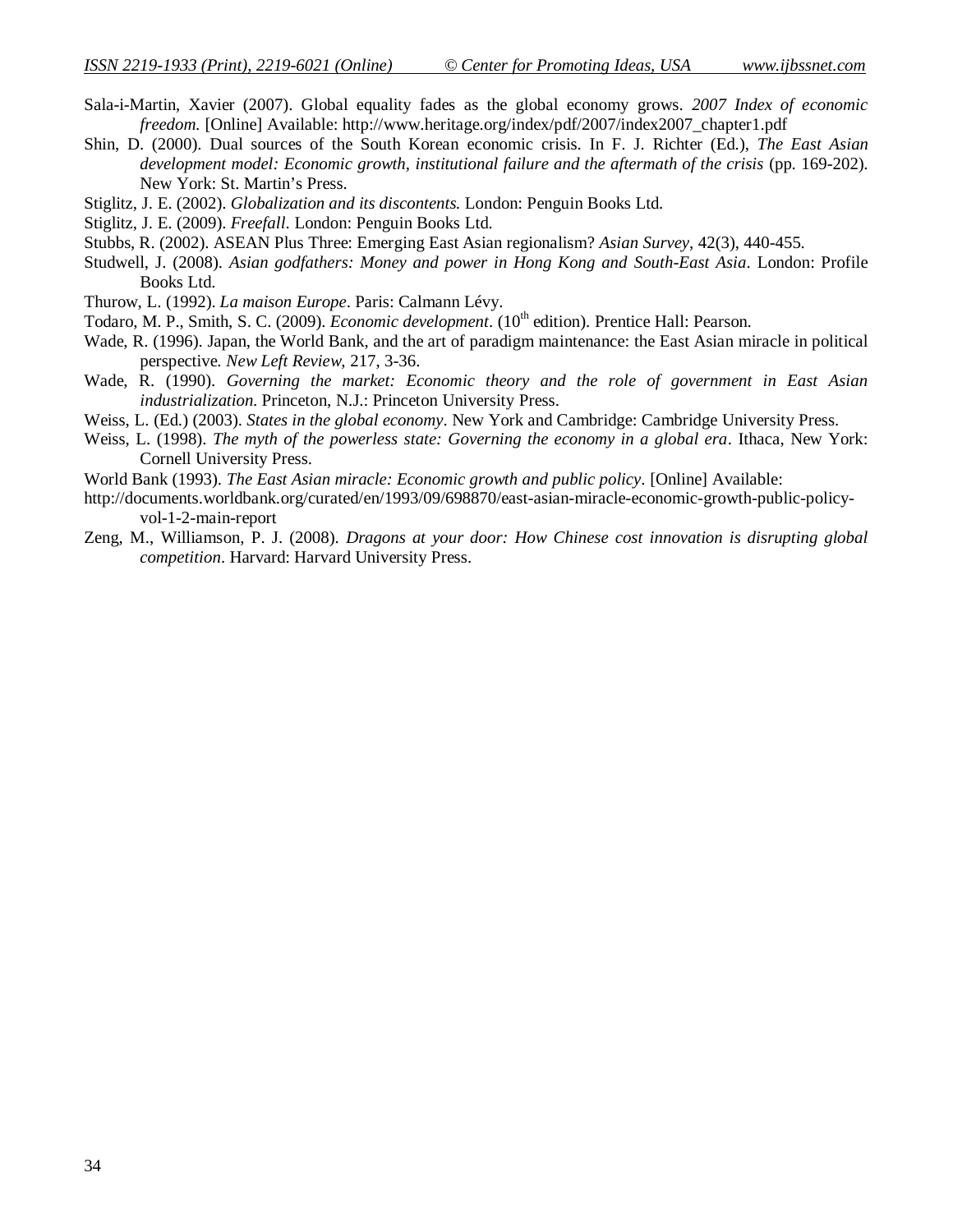Sala-i-Martin, Xavier (2007). Global equality fades as the global economy grows. *2007 Index of economic freedom.* [Online] Available: http://www.heritage.org/index/pdf/2007/index2007_chapter1.pdf

Shin, D. (2000). Dual sources of the South Korean economic crisis. In F. J. Richter (Ed.), *The East Asian development model: Economic growth, institutional failure and the aftermath of the crisis* (pp. 169-202). New York: St. Martin's Press.

Stiglitz, J. E. (2002). *Globalization and its discontents.* London: Penguin Books Ltd.

Stiglitz, J. E. (2009). *Freefall*. London: Penguin Books Ltd.

Stubbs, R. (2002). ASEAN Plus Three: Emerging East Asian regionalism? *Asian Survey*, 42(3), 440-455.

Studwell, J. (2008). *Asian godfathers: Money and power in Hong Kong and South-East Asia*. London: Profile Books Ltd.

Thurow, L. (1992). *La maison Europe*. Paris: Calmann Lévy.

Todaro, M. P., Smith, S. C. (2009). *Economic development*. (10th edition). Prentice Hall: Pearson.

Wade, R. (1996). Japan, the World Bank, and the art of paradigm maintenance: the East Asian miracle in political perspective. *New Left Review*, 217, 3-36.

Wade, R. (1990). *Governing the market: Economic theory and the role of government in East Asian industrialization.* Princeton, N.J.: Princeton University Press.

Weiss, L. (Ed.) (2003). *States in the global economy*. New York and Cambridge: Cambridge University Press.

Weiss, L. (1998). *The myth of the powerless state: Governing the economy in a global era*. Ithaca, New York: Cornell University Press.

World Bank (1993). *The East Asian miracle: Economic growth and public policy*. [Online] Available: http://documents.worldbank.org/curated/en/1993/09/698870/east-asian-miracle-economic-growth-public-policy-vol-1-2-main-report

Zeng, M., Williamson, P. J. (2008). *Dragons at your door: How Chinese cost innovation is disrupting global competition*. Harvard: Harvard University Press.